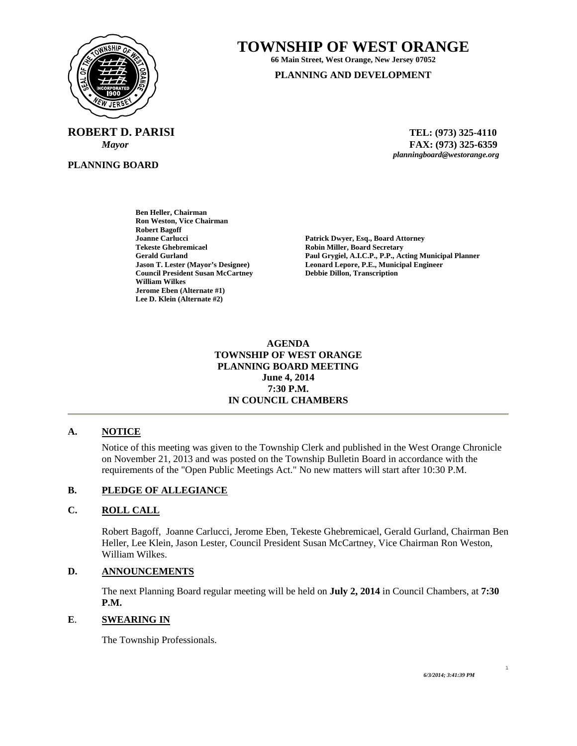# TOWNSHIP OF WEST ORANGE

**66 Main Street, West Orange, New Jersey 07052**

**PLANNING AND DEVELOPMENT**

**ROBERT D. PARISI**
***Mayor***

**TEL: (973) 325-4110**
**FAX: (973) 325-6359**
***planningboard@westorange.org***

**PLANNING BOARD**

**Ben Heller, Chairman**
**Ron Weston, Vice Chairman**
**Robert Bagoff**
**Joanne Carlucci**
**Tekeste Ghebremicael**
**Gerald Gurland**
**Jason T. Lester (Mayor's Designee)**
**Council President Susan McCartney**
**William Wilkes**
**Jerome Eben (Alternate #1)**
**Lee D. Klein (Alternate #2)**

**Patrick Dwyer, Esq., Board Attorney**
**Robin Miller, Board Secretary**
**Paul Grygiel, A.I.C.P., P.P., Acting Municipal Planner**
**Leonard Lepore, P.E., Municipal Engineer**
**Debbie Dillon, Transcription**

**AGENDA**
**TOWNSHIP OF WEST ORANGE**
**PLANNING BOARD MEETING**
**June 4, 2014**
**7:30 P.M.**
**IN COUNCIL CHAMBERS**

---

## A. NOTICE

Notice of this meeting was given to the Township Clerk and published in the West Orange Chronicle on November 21, 2013 and was posted on the Township Bulletin Board in accordance with the requirements of the "Open Public Meetings Act." No new matters will start after 10:30 P.M.

## B. PLEDGE OF ALLEGIANCE

## C. ROLL CALL

Robert Bagoff, Joanne Carlucci, Jerome Eben, Tekeste Ghebremicael, Gerald Gurland, Chairman Ben Heller, Lee Klein, Jason Lester, Council President Susan McCartney, Vice Chairman Ron Weston, William Wilkes.

## D. ANNOUNCEMENTS

The next Planning Board regular meeting will be held on **July 2, 2014** in Council Chambers, at **7:30 P.M.**

## E. SWEARING IN

The Township Professionals.

*6/3/2014; 3:41:39 PM*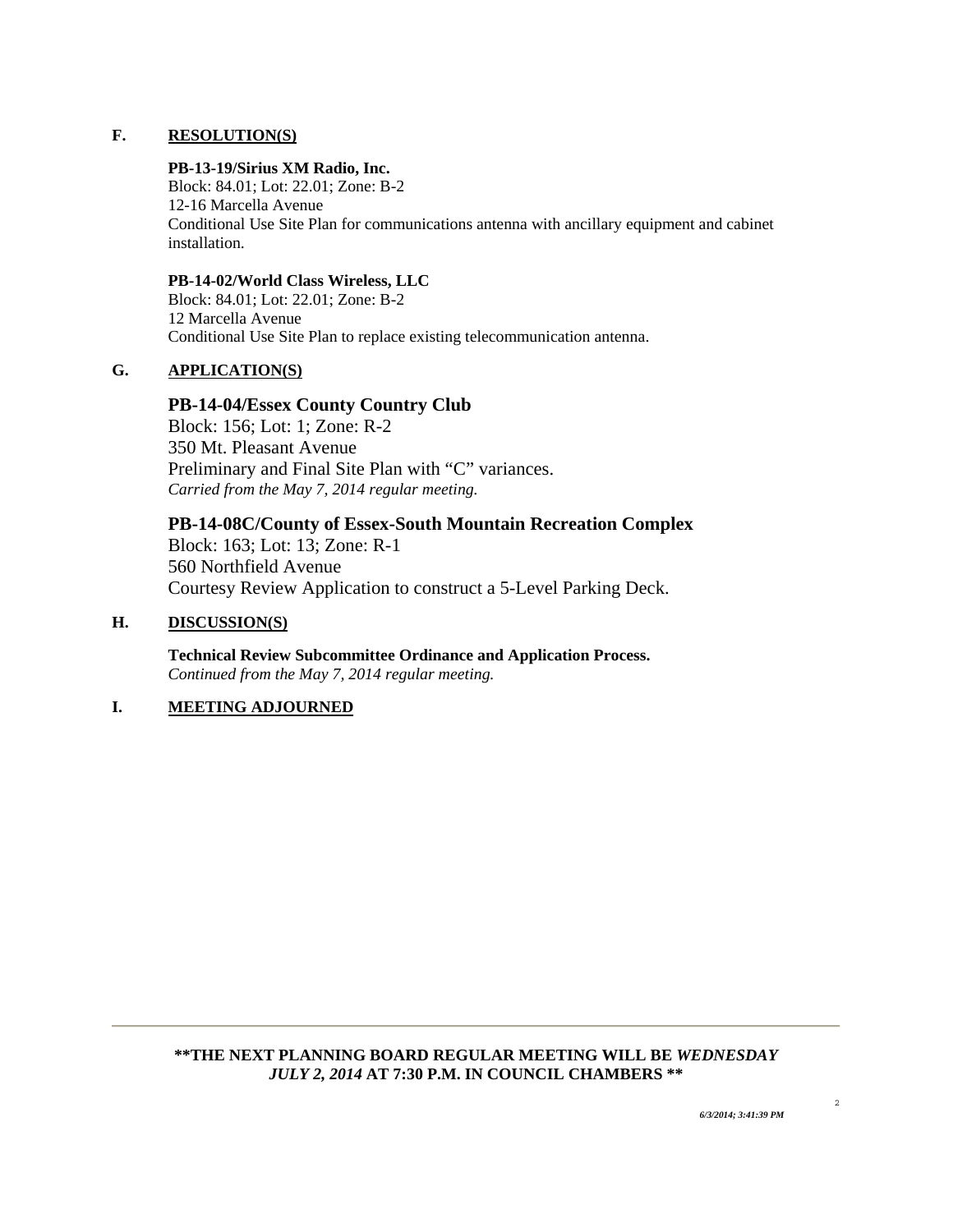## F. RESOLUTION(S)

**PB-13-19/Sirius XM Radio, Inc.**
Block: 84.01; Lot: 22.01; Zone: B-2
12-16 Marcella Avenue
Conditional Use Site Plan for communications antenna with ancillary equipment and cabinet installation.

**PB-14-02/World Class Wireless, LLC**
Block: 84.01; Lot: 22.01; Zone: B-2
12 Marcella Avenue
Conditional Use Site Plan to replace existing telecommunication antenna.

## G. APPLICATION(S)

**PB-14-04/Essex County Country Club**
Block: 156; Lot: 1; Zone: R-2
350 Mt. Pleasant Avenue
Preliminary and Final Site Plan with "C" variances.
*Carried from the May 7, 2014 regular meeting.*

**PB-14-08C/County of Essex-South Mountain Recreation Complex**
Block: 163; Lot: 13; Zone: R-1
560 Northfield Avenue
Courtesy Review Application to construct a 5-Level Parking Deck.

## H. DISCUSSION(S)

**Technical Review Subcommittee Ordinance and Application Process.**
*Continued from the May 7, 2014 regular meeting.*

## I. MEETING ADJOURNED

---

**\*\*THE NEXT PLANNING BOARD REGULAR MEETING WILL BE *WEDNESDAY JULY 2, 2014* AT 7:30 P.M. IN COUNCIL CHAMBERS \*\***

*6/3/2014; 3:41:39 PM*